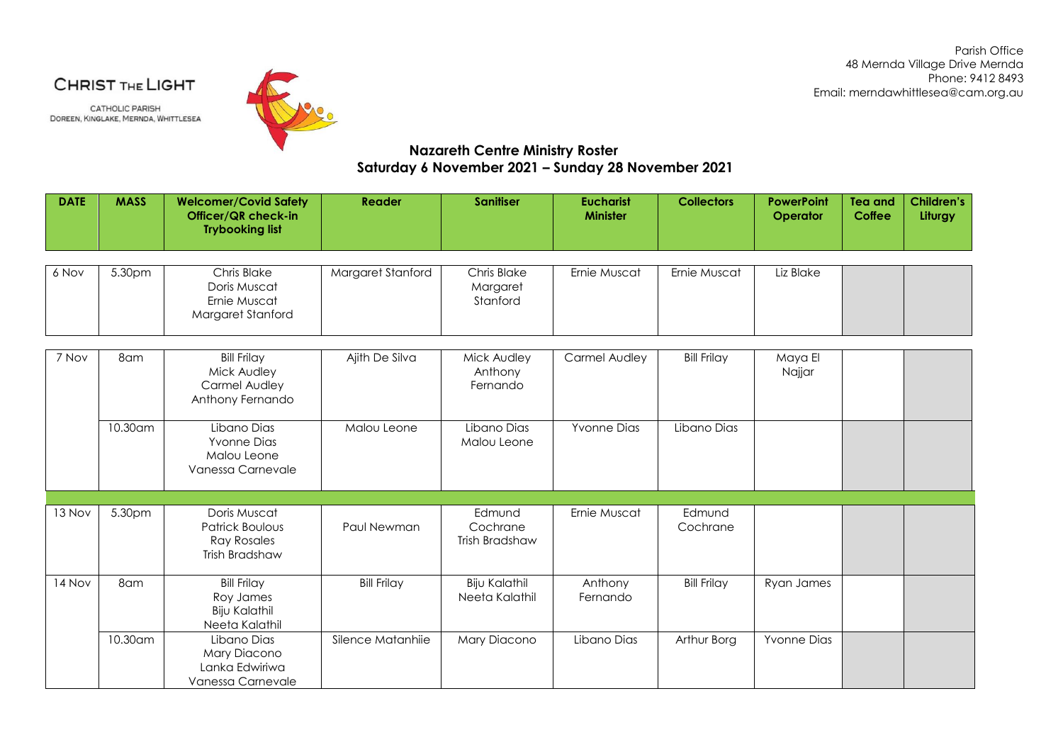CHRIST THE LIGHT

CATHOLIC PARISH
DOREEN, KINGLAKE, MERNDA, WHITTLESEA

Parish Office
48 Mernda Village Drive Mernda
Phone: 9412 8493
Email: merndawhittlesea@cam.org.au

## Nazareth Centre Ministry Roster
## Saturday 6 November 2021 – Sunday 28 November 2021

| DATE | MASS | Welcomer/Covid Safety Officer/QR check-in Trybooking list | Reader | Sanitiser | Eucharist Minister | Collectors | PowerPoint Operator | Tea and Coffee | Children's Liturgy |
|---|---|---|---|---|---|---|---|---|---|
| 6 Nov | 5.30pm | Chris Blake<br>Doris Muscat<br>Ernie Muscat<br>Margaret Stanford | Margaret Stanford | Chris Blake<br>Margaret Stanford | Ernie Muscat | Ernie Muscat | Liz Blake | | |
| 7 Nov | 8am | Bill Frilay<br>Mick Audley<br>Carmel Audley<br>Anthony Fernando | Ajith De Silva | Mick Audley<br>Anthony Fernando | Carmel Audley | Bill Frilay | Maya El Najjar | | |
| | 10.30am | Libano Dias<br>Yvonne Dias<br>Malou Leone<br>Vanessa Carnevale | Malou Leone | Libano Dias<br>Malou Leone | Yvonne Dias | Libano Dias | | | |
| 13 Nov | 5.30pm | Doris Muscat<br>Patrick Boulous<br>Ray Rosales<br>Trish Bradshaw | Paul Newman | Edmund Cochrane<br>Trish Bradshaw | Ernie Muscat | Edmund Cochrane | | | |
| 14 Nov | 8am | Bill Frilay<br>Roy James<br>Biju Kalathil<br>Neeta Kalathil | Bill Frilay | Biju Kalathil<br>Neeta Kalathil | Anthony Fernando | Bill Frilay | Ryan James | | |
| | 10.30am | Libano Dias<br>Mary Diacono<br>Lanka Edwiriwa<br>Vanessa Carnevale | Silence Matanhiie | Mary Diacono | Libano Dias | Arthur Borg | Yvonne Dias | | |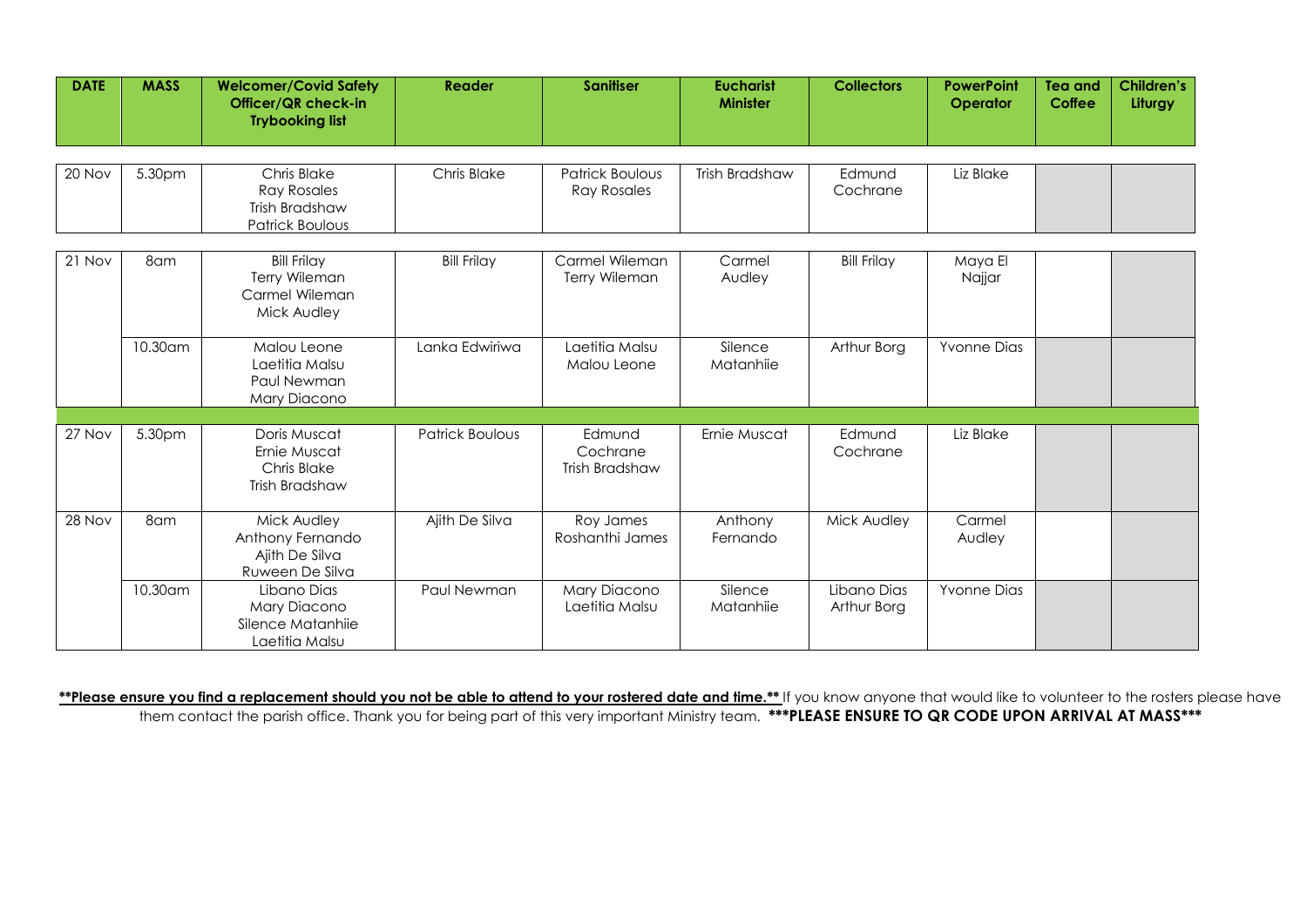| DATE | MASS | Welcomer/Covid Safety Officer/QR check-in Trybooking list | Reader | Sanitiser | Eucharist Minister | Collectors | PowerPoint Operator | Tea and Coffee | Children's Liturgy |
|---|---|---|---|---|---|---|---|---|---|
| 20 Nov | 5.30pm | Chris Blake<br>Ray Rosales<br>Trish Bradshaw<br>Patrick Boulous | Chris Blake | Patrick Boulous<br>Ray Rosales | Trish Bradshaw | Edmund Cochrane | Liz Blake | | |
| 21 Nov | 8am | Bill Frilay<br>Terry Wileman<br>Carmel Wileman<br>Mick Audley | Bill Frilay | Carmel Wileman<br>Terry Wileman | Carmel Audley | Bill Frilay | Maya El Najjar | | |
| | 10.30am | Malou Leone<br>Laetitia Malsu<br>Paul Newman<br>Mary Diacono | Lanka Edwiriwa | Laetitia Malsu<br>Malou Leone | Silence Matanhiie | Arthur Borg | Yvonne Dias | | |
| 27 Nov | 5.30pm | Doris Muscat<br>Ernie Muscat<br>Chris Blake<br>Trish Bradshaw | Patrick Boulous | Edmund Cochrane<br>Trish Bradshaw | Ernie Muscat | Edmund Cochrane | Liz Blake | | |
| 28 Nov | 8am | Mick Audley<br>Anthony Fernando<br>Ajith De Silva<br>Ruween De Silva | Ajith De Silva | Roy James<br>Roshanthi James | Anthony Fernando | Mick Audley | Carmel Audley | | |
| | 10.30am | Libano Dias<br>Mary Diacono<br>Silence Matanhiie<br>Laetitia Malsu | Paul Newman | Mary Diacono<br>Laetitia Malsu | Silence Matanhiie | Libano Dias<br>Arthur Borg | Yvonne Dias | | |

**<u>\*\*Please ensure you find a replacement should you not be able to attend to your rostered date and time.\*\*</u>** If you know anyone that would like to volunteer to the rosters please have them contact the parish office. Thank you for being part of this very important Ministry team. **\*\*\*PLEASE ENSURE TO QR CODE UPON ARRIVAL AT MASS\*\*\***